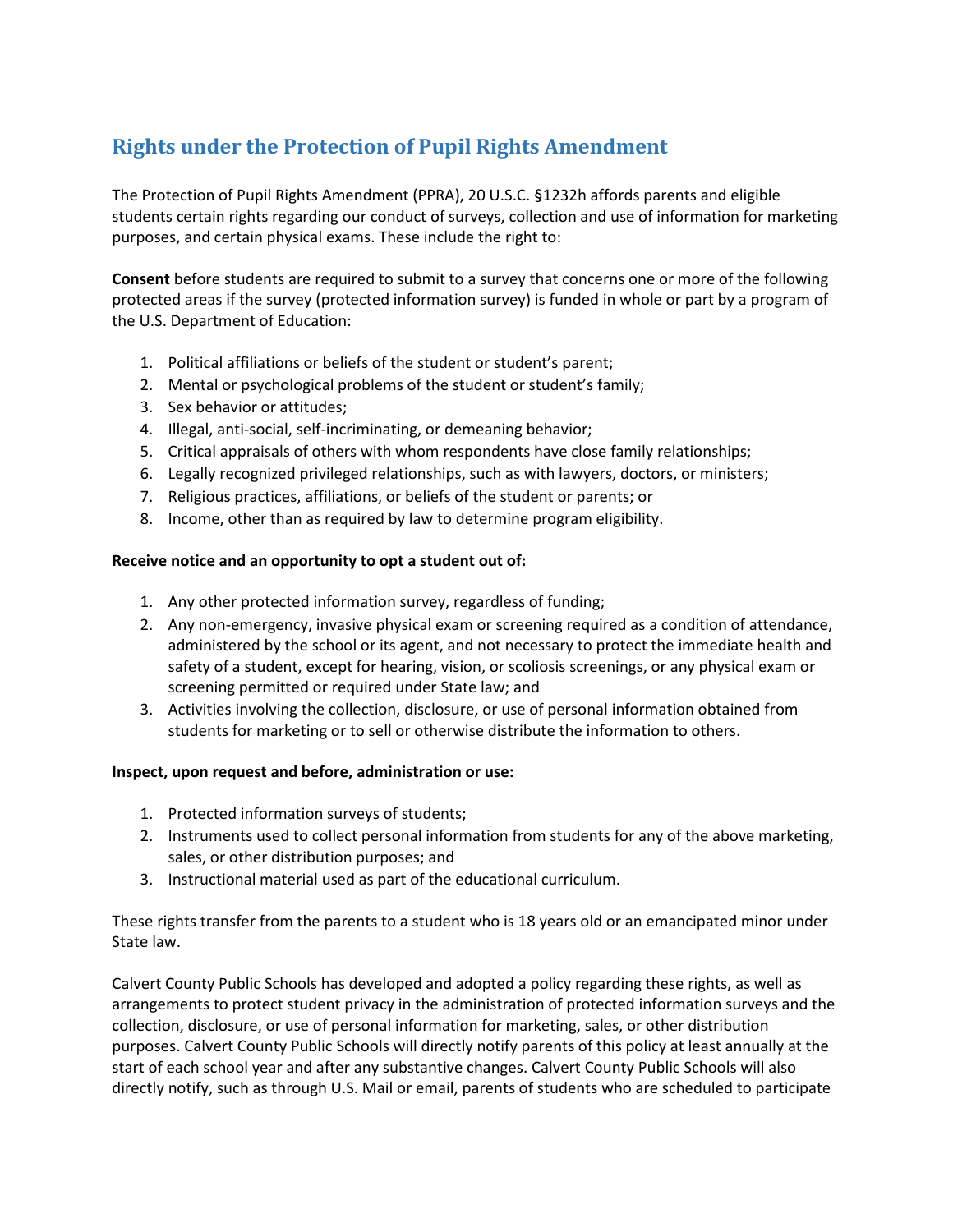## Rights under the Protection of Pupil Rights Amendment

The Protection of Pupil Rights Amendment (PPRA), 20 U.S.C. §1232h affords parents and eligible students certain rights regarding our conduct of surveys, collection and use of information for marketing purposes, and certain physical exams. These include the right to:

**Consent** before students are required to submit to a survey that concerns one or more of the following protected areas if the survey (protected information survey) is funded in whole or part by a program of the U.S. Department of Education:

1. Political affiliations or beliefs of the student or student's parent;
2. Mental or psychological problems of the student or student's family;
3. Sex behavior or attitudes;
4. Illegal, anti-social, self-incriminating, or demeaning behavior;
5. Critical appraisals of others with whom respondents have close family relationships;
6. Legally recognized privileged relationships, such as with lawyers, doctors, or ministers;
7. Religious practices, affiliations, or beliefs of the student or parents; or
8. Income, other than as required by law to determine program eligibility.

**Receive notice and an opportunity to opt a student out of:**

1. Any other protected information survey, regardless of funding;
2. Any non-emergency, invasive physical exam or screening required as a condition of attendance, administered by the school or its agent, and not necessary to protect the immediate health and safety of a student, except for hearing, vision, or scoliosis screenings, or any physical exam or screening permitted or required under State law; and
3. Activities involving the collection, disclosure, or use of personal information obtained from students for marketing or to sell or otherwise distribute the information to others.

**Inspect, upon request and before, administration or use:**

1. Protected information surveys of students;
2. Instruments used to collect personal information from students for any of the above marketing, sales, or other distribution purposes; and
3. Instructional material used as part of the educational curriculum.

These rights transfer from the parents to a student who is 18 years old or an emancipated minor under State law.

Calvert County Public Schools has developed and adopted a policy regarding these rights, as well as arrangements to protect student privacy in the administration of protected information surveys and the collection, disclosure, or use of personal information for marketing, sales, or other distribution purposes. Calvert County Public Schools will directly notify parents of this policy at least annually at the start of each school year and after any substantive changes. Calvert County Public Schools will also directly notify, such as through U.S. Mail or email, parents of students who are scheduled to participate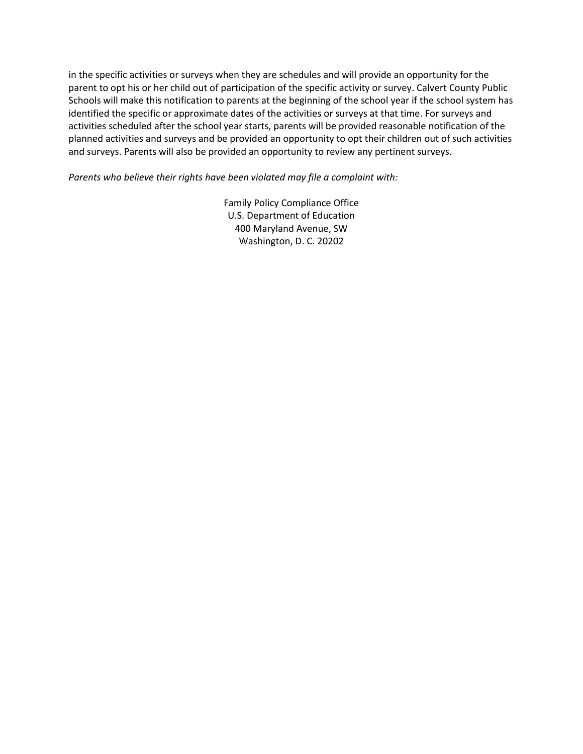in the specific activities or surveys when they are schedules and will provide an opportunity for the parent to opt his or her child out of participation of the specific activity or survey. Calvert County Public Schools will make this notification to parents at the beginning of the school year if the school system has identified the specific or approximate dates of the activities or surveys at that time. For surveys and activities scheduled after the school year starts, parents will be provided reasonable notification of the planned activities and surveys and be provided an opportunity to opt their children out of such activities and surveys. Parents will also be provided an opportunity to review any pertinent surveys.

*Parents who believe their rights have been violated may file a complaint with:*

Family Policy Compliance Office
U.S. Department of Education
400 Maryland Avenue, SW
Washington, D. C. 20202